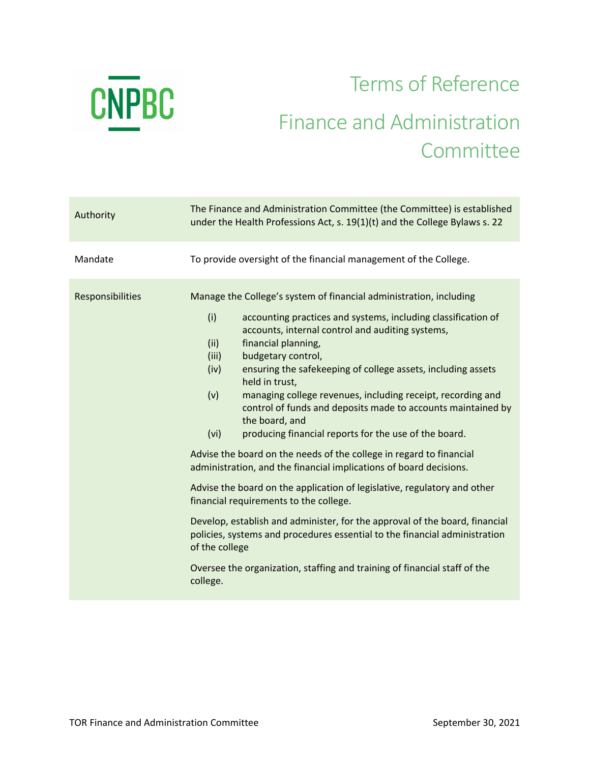CNPBC

# Terms of Reference

# Finance and Administration Committee

| | |
|---|---|
| Authority | The Finance and Administration Committee (the Committee) is established under the Health Professions Act, s. 19(1)(t) and the College Bylaws s. 22 |
| Mandate | To provide oversight of the financial management of the College. |
| Responsibilities | Manage the College's system of financial administration, including<br>(i) accounting practices and systems, including classification of accounts, internal control and auditing systems,<br>(ii) financial planning,<br>(iii) budgetary control,<br>(iv) ensuring the safekeeping of college assets, including assets held in trust,<br>(v) managing college revenues, including receipt, recording and control of funds and deposits made to accounts maintained by the board, and<br>(vi) producing financial reports for the use of the board.<br><br>Advise the board on the needs of the college in regard to financial administration, and the financial implications of board decisions.<br><br>Advise the board on the application of legislative, regulatory and other financial requirements to the college.<br><br>Develop, establish and administer, for the approval of the board, financial policies, systems and procedures essential to the financial administration of the college<br><br>Oversee the organization, staffing and training of financial staff of the college. |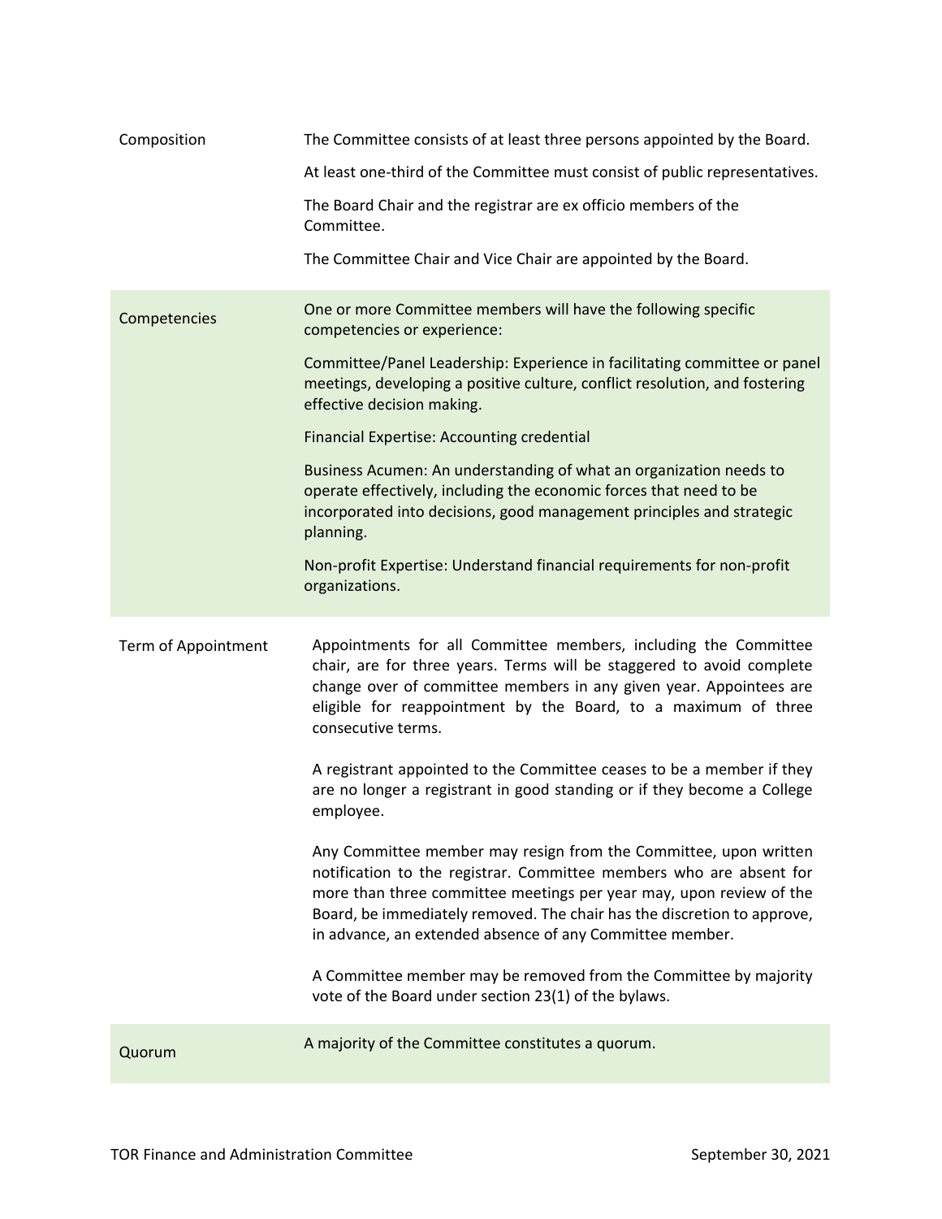| | |
|---|---|
| Composition | The Committee consists of at least three persons appointed by the Board.<br><br>At least one-third of the Committee must consist of public representatives.<br><br>The Board Chair and the registrar are ex officio members of the Committee.<br><br>The Committee Chair and Vice Chair are appointed by the Board. |
| Competencies | One or more Committee members will have the following specific competencies or experience:<br><br>Committee/Panel Leadership: Experience in facilitating committee or panel meetings, developing a positive culture, conflict resolution, and fostering effective decision making.<br><br>Financial Expertise: Accounting credential<br><br>Business Acumen: An understanding of what an organization needs to operate effectively, including the economic forces that need to be incorporated into decisions, good management principles and strategic planning.<br><br>Non-profit Expertise: Understand financial requirements for non-profit organizations. |
| Term of Appointment | Appointments for all Committee members, including the Committee chair, are for three years. Terms will be staggered to avoid complete change over of committee members in any given year. Appointees are eligible for reappointment by the Board, to a maximum of three consecutive terms.<br><br>A registrant appointed to the Committee ceases to be a member if they are no longer a registrant in good standing or if they become a College employee.<br><br>Any Committee member may resign from the Committee, upon written notification to the registrar. Committee members who are absent for more than three committee meetings per year may, upon review of the Board, be immediately removed. The chair has the discretion to approve, in advance, an extended absence of any Committee member.<br><br>A Committee member may be removed from the Committee by majority vote of the Board under section 23(1) of the bylaws. |
| Quorum | A majority of the Committee constitutes a quorum. |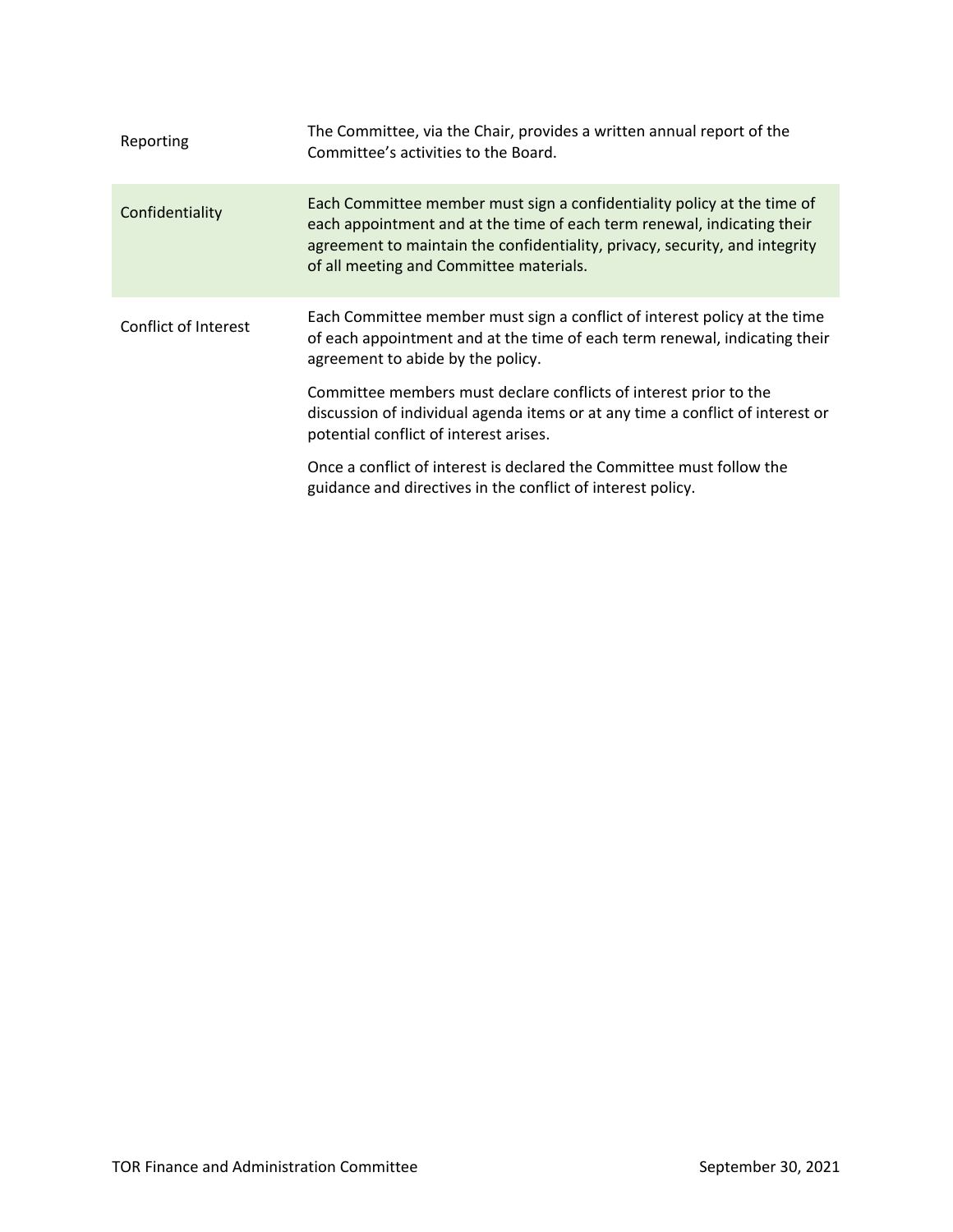| | |
|---|---|
| Reporting | The Committee, via the Chair, provides a written annual report of the Committee's activities to the Board. |
| Confidentiality | Each Committee member must sign a confidentiality policy at the time of each appointment and at the time of each term renewal, indicating their agreement to maintain the confidentiality, privacy, security, and integrity of all meeting and Committee materials. |
| Conflict of Interest | Each Committee member must sign a conflict of interest policy at the time of each appointment and at the time of each term renewal, indicating their agreement to abide by the policy.<br><br>Committee members must declare conflicts of interest prior to the discussion of individual agenda items or at any time a conflict of interest or potential conflict of interest arises.<br><br>Once a conflict of interest is declared the Committee must follow the guidance and directives in the conflict of interest policy. |